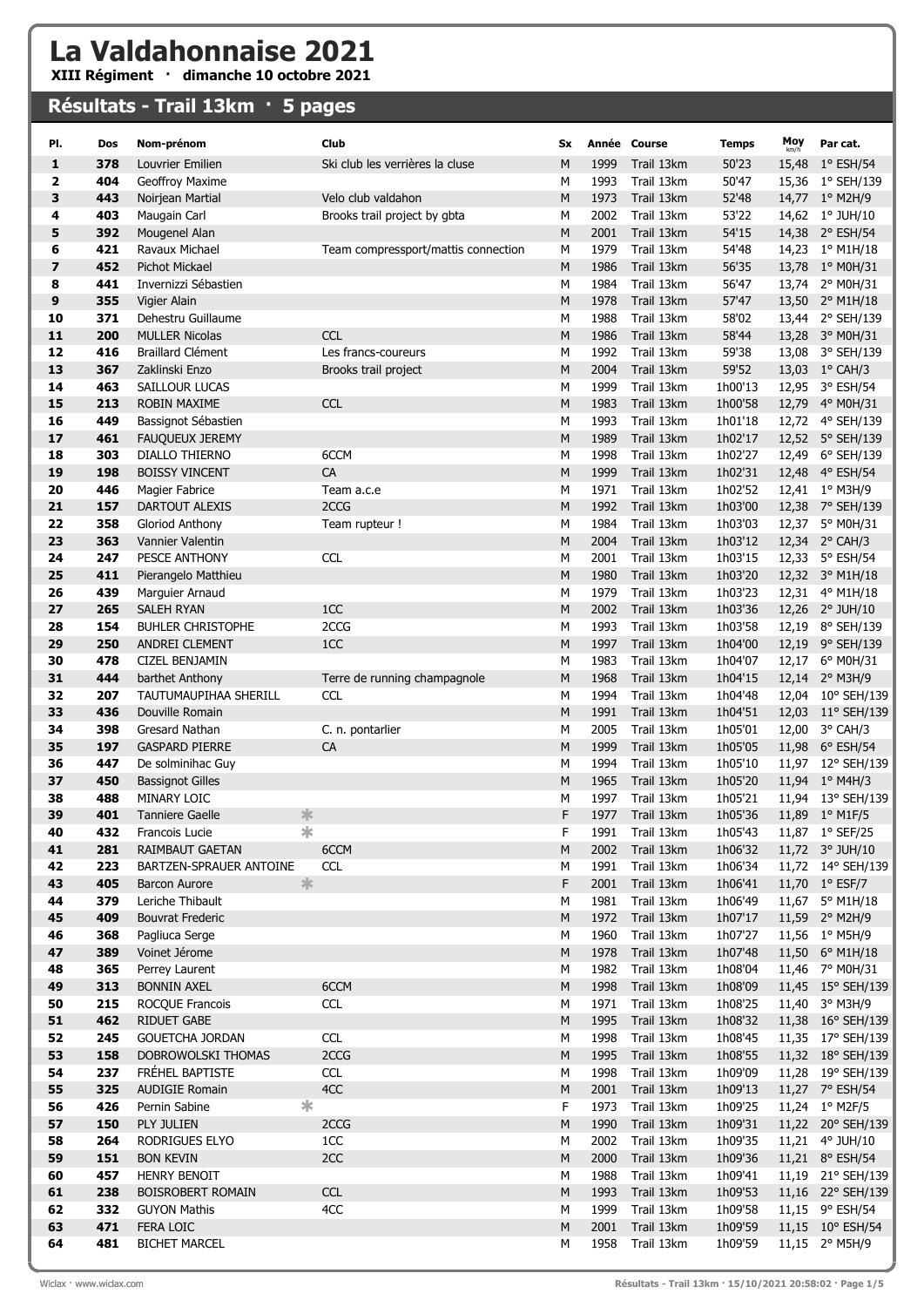# La Valdahonnaise 2021

**XIII Régiment · dimanche 10 octobre 2021**

## Résultats - Trail 13km · 5 pages

| Pl. | Dos | Nom-prénom | Club | Sx | Année | Course | Temps | Moy km/h | Par cat. |
|---|---|---|---|---|---|---|---|---|---|
| 1 | 378 | Louvrier Emilien | Ski club les verrières la cluse | M | 1999 | Trail 13km | 50'23 | 15,48 | 1° ESH/54 |
| 2 | 404 | Geoffroy Maxime | | M | 1993 | Trail 13km | 50'47 | 15,36 | 1° SEH/139 |
| 3 | 443 | Noirjean Martial | Velo club valdahon | M | 1973 | Trail 13km | 52'48 | 14,77 | 1° M2H/9 |
| 4 | 403 | Maugain Carl | Brooks trail project by gbta | M | 2002 | Trail 13km | 53'22 | 14,62 | 1° JUH/10 |
| 5 | 392 | Mougenel Alan | | M | 2001 | Trail 13km | 54'15 | 14,38 | 2° ESH/54 |
| 6 | 421 | Ravaux Michael | Team compressport/mattis connection | M | 1979 | Trail 13km | 54'48 | 14,23 | 1° M1H/18 |
| 7 | 452 | Pichot Mickael | | M | 1986 | Trail 13km | 56'35 | 13,78 | 1° M0H/31 |
| 8 | 441 | Invernizzi Sébastien | | M | 1984 | Trail 13km | 56'47 | 13,74 | 2° M0H/31 |
| 9 | 355 | Vigier Alain | | M | 1978 | Trail 13km | 57'47 | 13,50 | 2° M1H/18 |
| 10 | 371 | Dehestru Guillaume | | M | 1988 | Trail 13km | 58'02 | 13,44 | 2° SEH/139 |
| 11 | 200 | MULLER Nicolas | CCL | M | 1986 | Trail 13km | 58'44 | 13,28 | 3° M0H/31 |
| 12 | 416 | Braillard Clément | Les francs-coureurs | M | 1992 | Trail 13km | 59'38 | 13,08 | 3° SEH/139 |
| 13 | 367 | Zaklinski Enzo | Brooks trail project | M | 2004 | Trail 13km | 59'52 | 13,03 | 1° CAH/3 |
| 14 | 463 | SAILLOUR LUCAS | | M | 1999 | Trail 13km | 1h00'13 | 12,95 | 3° ESH/54 |
| 15 | 213 | ROBIN MAXIME | CCL | M | 1983 | Trail 13km | 1h00'58 | 12,79 | 4° M0H/31 |
| 16 | 449 | Bassignot Sébastien | | M | 1993 | Trail 13km | 1h01'18 | 12,72 | 4° SEH/139 |
| 17 | 461 | FAUQUEUX JEREMY | | M | 1989 | Trail 13km | 1h02'17 | 12,52 | 5° SEH/139 |
| 18 | 303 | DIALLO THIERNO | 6CCM | M | 1998 | Trail 13km | 1h02'27 | 12,49 | 6° SEH/139 |
| 19 | 198 | BOISSY VINCENT | CA | M | 1999 | Trail 13km | 1h02'31 | 12,48 | 4° ESH/54 |
| 20 | 446 | Magier Fabrice | Team a.c.e | M | 1971 | Trail 13km | 1h02'52 | 12,41 | 1° M3H/9 |
| 21 | 157 | DARTOUT ALEXIS | 2CCG | M | 1992 | Trail 13km | 1h03'00 | 12,38 | 7° SEH/139 |
| 22 | 358 | Gloriod Anthony | Team rupteur ! | M | 1984 | Trail 13km | 1h03'03 | 12,37 | 5° M0H/31 |
| 23 | 363 | Vannier Valentin | | M | 2004 | Trail 13km | 1h03'12 | 12,34 | 2° CAH/3 |
| 24 | 247 | PESCE ANTHONY | CCL | M | 2001 | Trail 13km | 1h03'15 | 12,33 | 5° ESH/54 |
| 25 | 411 | Pierangelo Matthieu | | M | 1980 | Trail 13km | 1h03'20 | 12,32 | 3° M1H/18 |
| 26 | 439 | Marguier Arnaud | | M | 1979 | Trail 13km | 1h03'23 | 12,31 | 4° M1H/18 |
| 27 | 265 | SALEH RYAN | 1CC | M | 2002 | Trail 13km | 1h03'36 | 12,26 | 2° JUH/10 |
| 28 | 154 | BUHLER CHRISTOPHE | 2CCG | M | 1993 | Trail 13km | 1h03'58 | 12,19 | 8° SEH/139 |
| 29 | 250 | ANDREI CLEMENT | 1CC | M | 1997 | Trail 13km | 1h04'00 | 12,19 | 9° SEH/139 |
| 30 | 478 | CIZEL BENJAMIN | | M | 1983 | Trail 13km | 1h04'07 | 12,17 | 6° M0H/31 |
| 31 | 444 | barthet Anthony | Terre de running champagnole | M | 1968 | Trail 13km | 1h04'15 | 12,14 | 2° M3H/9 |
| 32 | 207 | TAUTUMAUPIHAA SHERILL | CCL | M | 1994 | Trail 13km | 1h04'48 | 12,04 | 10° SEH/139 |
| 33 | 436 | Douville Romain | | M | 1991 | Trail 13km | 1h04'51 | 12,03 | 11° SEH/139 |
| 34 | 398 | Gresard Nathan | C. n. pontarlier | M | 2005 | Trail 13km | 1h05'01 | 12,00 | 3° CAH/3 |
| 35 | 197 | GASPARD PIERRE | CA | M | 1999 | Trail 13km | 1h05'05 | 11,98 | 6° ESH/54 |
| 36 | 447 | De solminihac Guy | | M | 1994 | Trail 13km | 1h05'10 | 11,97 | 12° SEH/139 |
| 37 | 450 | Bassignot Gilles | | M | 1965 | Trail 13km | 1h05'20 | 11,94 | 1° M4H/3 |
| 38 | 488 | MINARY LOIC | | M | 1997 | Trail 13km | 1h05'21 | 11,94 | 13° SEH/139 |
| 39 | 401 | Tanniere Gaelle * | | F | 1977 | Trail 13km | 1h05'36 | 11,89 | 1° M1F/5 |
| 40 | 432 | Francois Lucie * | | F | 1991 | Trail 13km | 1h05'43 | 11,87 | 1° SEF/25 |
| 41 | 281 | RAIMBAUT GAETAN | 6CCM | M | 2002 | Trail 13km | 1h06'32 | 11,72 | 3° JUH/10 |
| 42 | 223 | BARTZEN-SPRAUER ANTOINE | CCL | M | 1991 | Trail 13km | 1h06'34 | 11,72 | 14° SEH/139 |
| 43 | 405 | Barcon Aurore * | | F | 2001 | Trail 13km | 1h06'41 | 11,70 | 1° ESF/7 |
| 44 | 379 | Leriche Thibault | | M | 1981 | Trail 13km | 1h06'49 | 11,67 | 5° M1H/18 |
| 45 | 409 | Bouvrat Frederic | | M | 1972 | Trail 13km | 1h07'17 | 11,59 | 2° M2H/9 |
| 46 | 368 | Pagliuca Serge | | M | 1960 | Trail 13km | 1h07'27 | 11,56 | 1° M5H/9 |
| 47 | 389 | Voinet Jérome | | M | 1978 | Trail 13km | 1h07'48 | 11,50 | 6° M1H/18 |
| 48 | 365 | Perrey Laurent | | M | 1982 | Trail 13km | 1h08'04 | 11,46 | 7° M0H/31 |
| 49 | 313 | BONNIN AXEL | 6CCM | M | 1998 | Trail 13km | 1h08'09 | 11,45 | 15° SEH/139 |
| 50 | 215 | ROCQUE Francois | CCL | M | 1971 | Trail 13km | 1h08'25 | 11,40 | 3° M3H/9 |
| 51 | 462 | RIDUET GABE | | M | 1995 | Trail 13km | 1h08'32 | 11,38 | 16° SEH/139 |
| 52 | 245 | GOUETCHA JORDAN | CCL | M | 1998 | Trail 13km | 1h08'45 | 11,35 | 17° SEH/139 |
| 53 | 158 | DOBROWOLSKI THOMAS | 2CCG | M | 1995 | Trail 13km | 1h08'55 | 11,32 | 18° SEH/139 |
| 54 | 237 | FRÉHEL BAPTISTE | CCL | M | 1998 | Trail 13km | 1h09'09 | 11,28 | 19° SEH/139 |
| 55 | 325 | AUDIGIE Romain | 4CC | M | 2001 | Trail 13km | 1h09'13 | 11,27 | 7° ESH/54 |
| 56 | 426 | Pernin Sabine * | | F | 1973 | Trail 13km | 1h09'25 | 11,24 | 1° M2F/5 |
| 57 | 150 | PLY JULIEN | 2CCG | M | 1990 | Trail 13km | 1h09'31 | 11,22 | 20° SEH/139 |
| 58 | 264 | RODRIGUES ELYO | 1CC | M | 2002 | Trail 13km | 1h09'35 | 11,21 | 4° JUH/10 |
| 59 | 151 | BON KEVIN | 2CC | M | 2000 | Trail 13km | 1h09'36 | 11,21 | 8° ESH/54 |
| 60 | 457 | HENRY BENOIT | | M | 1988 | Trail 13km | 1h09'41 | 11,19 | 21° SEH/139 |
| 61 | 238 | BOISROBERT ROMAIN | CCL | M | 1993 | Trail 13km | 1h09'53 | 11,16 | 22° SEH/139 |
| 62 | 332 | GUYON Mathis | 4CC | M | 1999 | Trail 13km | 1h09'58 | 11,15 | 9° ESH/54 |
| 63 | 471 | FERA LOIC | | M | 2001 | Trail 13km | 1h09'59 | 11,15 | 10° ESH/54 |
| 64 | 481 | BICHET MARCEL | | M | 1958 | Trail 13km | 1h09'59 | 11,15 | 2° M5H/9 |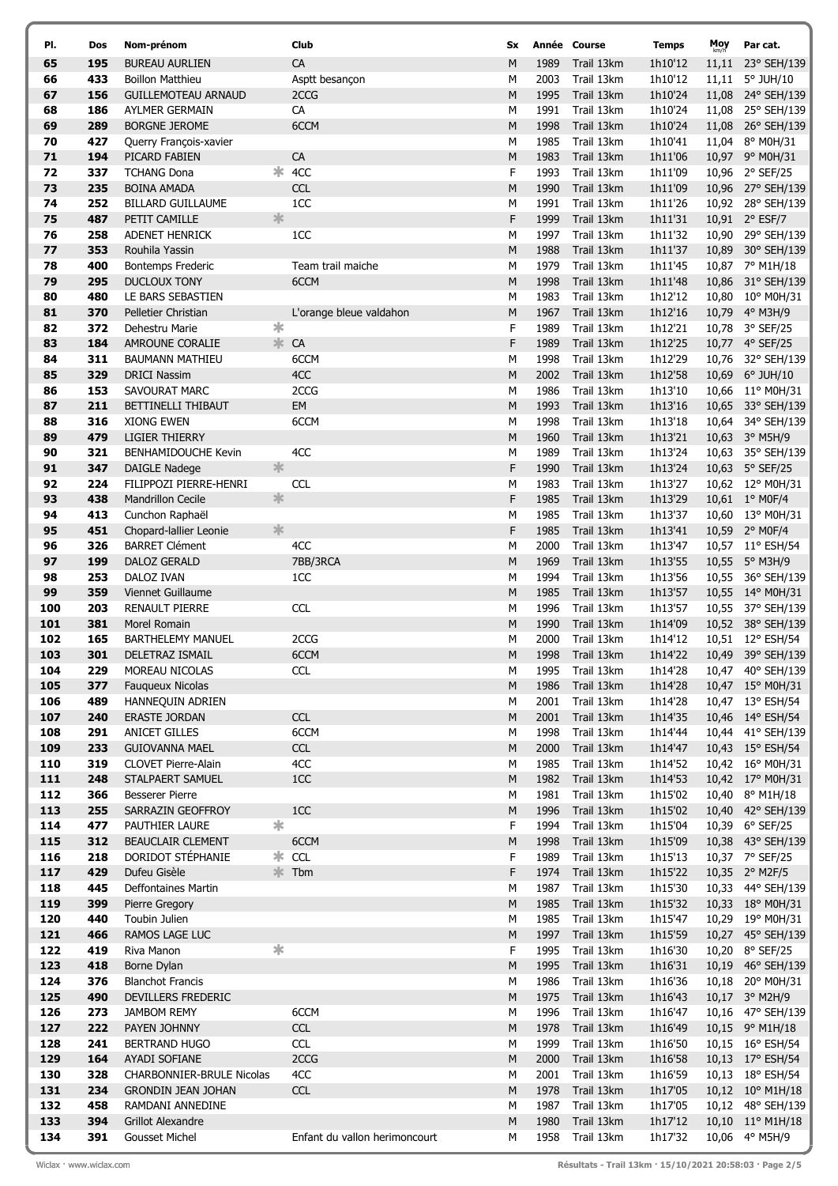| Pl. | Dos | Nom-prénom | | Club | Sx | Année | Course | Temps | Moy km/h | Par cat. |
|---|---|---|---|---|---|---|---|---|---|---|
| 65 | 195 | BUREAU AURLIEN | | CA | M | 1989 | Trail 13km | 1h10'12 | 11,11 | 23° SEH/139 |
| 66 | 433 | Boillon Matthieu | | Asptt besançon | M | 2003 | Trail 13km | 1h10'12 | 11,11 | 5° JUH/10 |
| 67 | 156 | GUILLEMOTEAU ARNAUD | | 2CCG | M | 1995 | Trail 13km | 1h10'24 | 11,08 | 24° SEH/139 |
| 68 | 186 | AYLMER GERMAIN | | CA | M | 1991 | Trail 13km | 1h10'24 | 11,08 | 25° SEH/139 |
| 69 | 289 | BORGNE JEROME | | 6CCM | M | 1998 | Trail 13km | 1h10'24 | 11,08 | 26° SEH/139 |
| 70 | 427 | Querry François-xavier | | | M | 1985 | Trail 13km | 1h10'41 | 11,04 | 8° M0H/31 |
| 71 | 194 | PICARD FABIEN | | CA | M | 1983 | Trail 13km | 1h11'06 | 10,97 | 9° M0H/31 |
| 72 | 337 | TCHANG Dona | * | 4CC | F | 1993 | Trail 13km | 1h11'09 | 10,96 | 2° SEF/25 |
| 73 | 235 | BOINA AMADA | | CCL | M | 1990 | Trail 13km | 1h11'09 | 10,96 | 27° SEH/139 |
| 74 | 252 | BILLARD GUILLAUME | | 1CC | M | 1991 | Trail 13km | 1h11'26 | 10,92 | 28° SEH/139 |
| 75 | 487 | PETIT CAMILLE | * | | F | 1999 | Trail 13km | 1h11'31 | 10,91 | 2° ESF/7 |
| 76 | 258 | ADENET HENRICK | | 1CC | M | 1997 | Trail 13km | 1h11'32 | 10,90 | 29° SEH/139 |
| 77 | 353 | Rouhila Yassin | | | M | 1988 | Trail 13km | 1h11'37 | 10,89 | 30° SEH/139 |
| 78 | 400 | Bontemps Frederic | | Team trail maiche | M | 1979 | Trail 13km | 1h11'45 | 10,87 | 7° M1H/18 |
| 79 | 295 | DUCLOUX TONY | | 6CCM | M | 1998 | Trail 13km | 1h11'48 | 10,86 | 31° SEH/139 |
| 80 | 480 | LE BARS SEBASTIEN | | | M | 1983 | Trail 13km | 1h12'12 | 10,80 | 10° M0H/31 |
| 81 | 370 | Pelletier Christian | | L'orange bleue valdahon | M | 1967 | Trail 13km | 1h12'16 | 10,79 | 4° M3H/9 |
| 82 | 372 | Dehestru Marie | * | | F | 1989 | Trail 13km | 1h12'21 | 10,78 | 3° SEF/25 |
| 83 | 184 | AMROUNE CORALIE | * | CA | F | 1989 | Trail 13km | 1h12'25 | 10,77 | 4° SEF/25 |
| 84 | 311 | BAUMANN MATHIEU | | 6CCM | M | 1998 | Trail 13km | 1h12'29 | 10,76 | 32° SEH/139 |
| 85 | 329 | DRICI Nassim | | 4CC | M | 2002 | Trail 13km | 1h12'58 | 10,69 | 6° JUH/10 |
| 86 | 153 | SAVOURAT MARC | | 2CCG | M | 1986 | Trail 13km | 1h13'10 | 10,66 | 11° M0H/31 |
| 87 | 211 | BETTINELLI THIBAUT | | EM | M | 1993 | Trail 13km | 1h13'16 | 10,65 | 33° SEH/139 |
| 88 | 316 | XIONG EWEN | | 6CCM | M | 1998 | Trail 13km | 1h13'18 | 10,64 | 34° SEH/139 |
| 89 | 479 | LIGIER THIERRY | | | M | 1960 | Trail 13km | 1h13'21 | 10,63 | 3° M5H/9 |
| 90 | 321 | BENHAMIDOUCHE Kevin | | 4CC | M | 1989 | Trail 13km | 1h13'24 | 10,63 | 35° SEH/139 |
| 91 | 347 | DAIGLE Nadege | * | | F | 1990 | Trail 13km | 1h13'24 | 10,63 | 5° SEF/25 |
| 92 | 224 | FILIPPOZI PIERRE-HENRI | | CCL | M | 1983 | Trail 13km | 1h13'27 | 10,62 | 12° M0H/31 |
| 93 | 438 | Mandrillon Cecile | * | | F | 1985 | Trail 13km | 1h13'29 | 10,61 | 1° M0F/4 |
| 94 | 413 | Cunchon Raphaël | | | M | 1985 | Trail 13km | 1h13'37 | 10,60 | 13° M0H/31 |
| 95 | 451 | Chopard-lallier Leonie | * | | F | 1985 | Trail 13km | 1h13'41 | 10,59 | 2° M0F/4 |
| 96 | 326 | BARRET Clément | | 4CC | M | 2000 | Trail 13km | 1h13'47 | 10,57 | 11° ESH/54 |
| 97 | 199 | DALOZ GERALD | | 7BB/3RCA | M | 1969 | Trail 13km | 1h13'55 | 10,55 | 5° M3H/9 |
| 98 | 253 | DALOZ IVAN | | 1CC | M | 1994 | Trail 13km | 1h13'56 | 10,55 | 36° SEH/139 |
| 99 | 359 | Viennet Guillaume | | | M | 1985 | Trail 13km | 1h13'57 | 10,55 | 14° M0H/31 |
| 100 | 203 | RENAULT PIERRE | | CCL | M | 1996 | Trail 13km | 1h13'57 | 10,55 | 37° SEH/139 |
| 101 | 381 | Morel Romain | | | M | 1990 | Trail 13km | 1h14'09 | 10,52 | 38° SEH/139 |
| 102 | 165 | BARTHELEMY MANUEL | | 2CCG | M | 2000 | Trail 13km | 1h14'12 | 10,51 | 12° ESH/54 |
| 103 | 301 | DELETRAZ ISMAIL | | 6CCM | M | 1998 | Trail 13km | 1h14'22 | 10,49 | 39° SEH/139 |
| 104 | 229 | MOREAU NICOLAS | | CCL | M | 1995 | Trail 13km | 1h14'28 | 10,47 | 40° SEH/139 |
| 105 | 377 | Fauqueux Nicolas | | | M | 1986 | Trail 13km | 1h14'28 | 10,47 | 15° M0H/31 |
| 106 | 489 | HANNEQUIN ADRIEN | | | M | 2001 | Trail 13km | 1h14'28 | 10,47 | 13° ESH/54 |
| 107 | 240 | ERASTE JORDAN | | CCL | M | 2001 | Trail 13km | 1h14'35 | 10,46 | 14° ESH/54 |
| 108 | 291 | ANICET GILLES | | 6CCM | M | 1998 | Trail 13km | 1h14'44 | 10,44 | 41° SEH/139 |
| 109 | 233 | GUIOVANNA MAEL | | CCL | M | 2000 | Trail 13km | 1h14'47 | 10,43 | 15° ESH/54 |
| 110 | 319 | CLOVET Pierre-Alain | | 4CC | M | 1985 | Trail 13km | 1h14'52 | 10,42 | 16° M0H/31 |
| 111 | 248 | STALPAERT SAMUEL | | 1CC | M | 1982 | Trail 13km | 1h14'53 | 10,42 | 17° M0H/31 |
| 112 | 366 | Besserer Pierre | | | M | 1981 | Trail 13km | 1h15'02 | 10,40 | 8° M1H/18 |
| 113 | 255 | SARRAZIN GEOFFROY | | 1CC | M | 1996 | Trail 13km | 1h15'02 | 10,40 | 42° SEH/139 |
| 114 | 477 | PAUTHIER LAURE | * | | F | 1994 | Trail 13km | 1h15'04 | 10,39 | 6° SEF/25 |
| 115 | 312 | BEAUCLAIR CLEMENT | | 6CCM | M | 1998 | Trail 13km | 1h15'09 | 10,38 | 43° SEH/139 |
| 116 | 218 | DORIDOT STÉPHANIE | * | CCL | F | 1989 | Trail 13km | 1h15'13 | 10,37 | 7° SEF/25 |
| 117 | 429 | Dufeu Gisèle | * | Tbm | F | 1974 | Trail 13km | 1h15'22 | 10,35 | 2° M2F/5 |
| 118 | 445 | Deffontaines Martin | | | M | 1987 | Trail 13km | 1h15'30 | 10,33 | 44° SEH/139 |
| 119 | 399 | Pierre Gregory | | | M | 1985 | Trail 13km | 1h15'32 | 10,33 | 18° M0H/31 |
| 120 | 440 | Toubin Julien | | | M | 1985 | Trail 13km | 1h15'47 | 10,29 | 19° M0H/31 |
| 121 | 466 | RAMOS LAGE LUC | | | M | 1997 | Trail 13km | 1h15'59 | 10,27 | 45° SEH/139 |
| 122 | 419 | Riva Manon | * | | F | 1995 | Trail 13km | 1h16'30 | 10,20 | 8° SEF/25 |
| 123 | 418 | Borne Dylan | | | M | 1995 | Trail 13km | 1h16'31 | 10,19 | 46° SEH/139 |
| 124 | 376 | Blanchot Francis | | | M | 1986 | Trail 13km | 1h16'36 | 10,18 | 20° M0H/31 |
| 125 | 490 | DEVILLERS FREDERIC | | | M | 1975 | Trail 13km | 1h16'43 | 10,17 | 3° M2H/9 |
| 126 | 273 | JAMBOM REMY | | 6CCM | M | 1996 | Trail 13km | 1h16'47 | 10,16 | 47° SEH/139 |
| 127 | 222 | PAYEN JOHNNY | | CCL | M | 1978 | Trail 13km | 1h16'49 | 10,15 | 9° M1H/18 |
| 128 | 241 | BERTRAND HUGO | | CCL | M | 1999 | Trail 13km | 1h16'50 | 10,15 | 16° ESH/54 |
| 129 | 164 | AYADI SOFIANE | | 2CCG | M | 2000 | Trail 13km | 1h16'58 | 10,13 | 17° ESH/54 |
| 130 | 328 | CHARBONNIER-BRULE Nicolas | | 4CC | M | 2001 | Trail 13km | 1h16'59 | 10,13 | 18° ESH/54 |
| 131 | 234 | GRONDIN JEAN JOHAN | | CCL | M | 1978 | Trail 13km | 1h17'05 | 10,12 | 10° M1H/18 |
| 132 | 458 | RAMDANI ANNEDINE | | | M | 1987 | Trail 13km | 1h17'05 | 10,12 | 48° SEH/139 |
| 133 | 394 | Grillot Alexandre | | | M | 1980 | Trail 13km | 1h17'12 | 10,10 | 11° M1H/18 |
| 134 | 391 | Gousset Michel | | Enfant du vallon herimoncourt | M | 1958 | Trail 13km | 1h17'32 | 10,06 | 4° M5H/9 |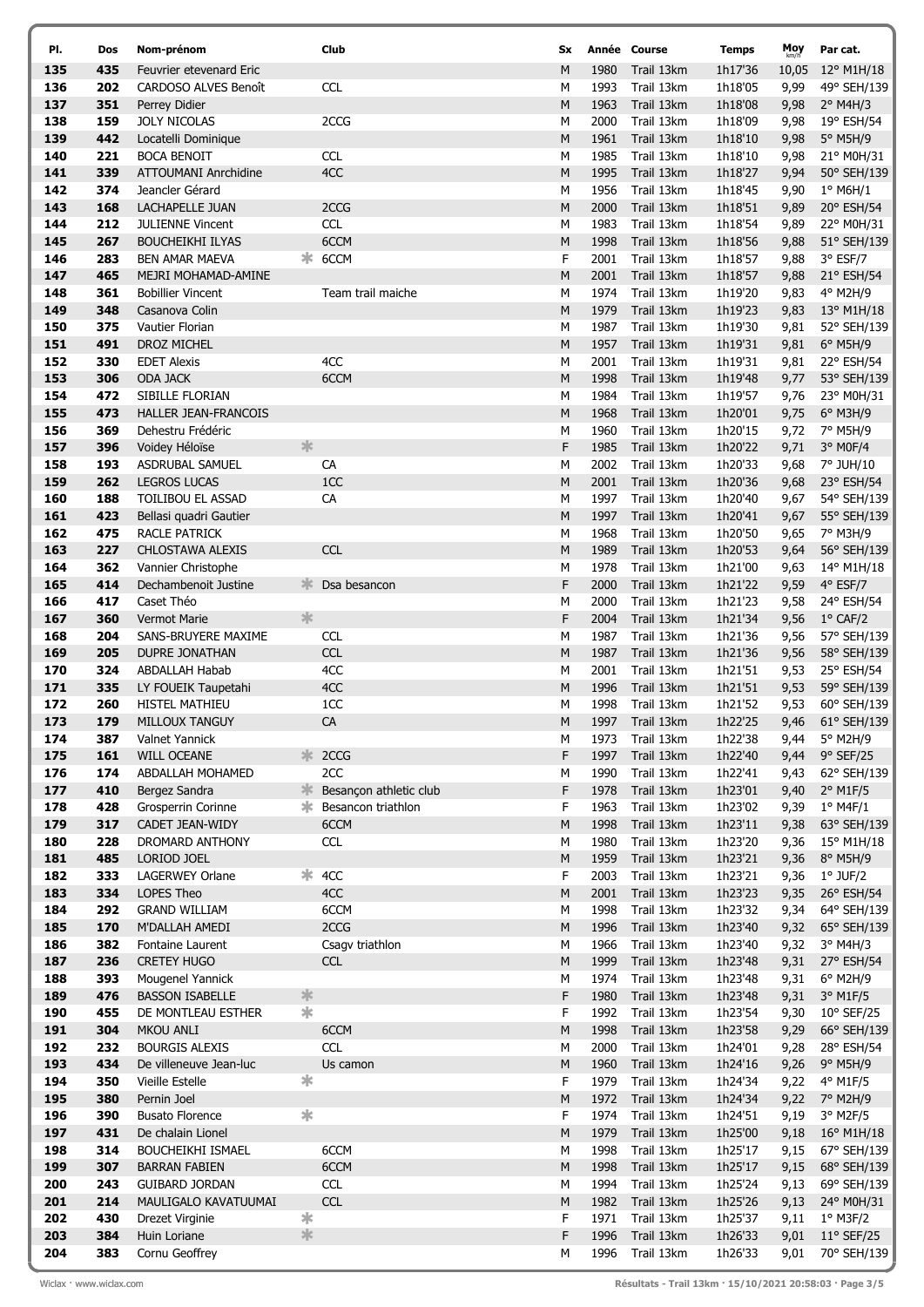| Pl. | Dos | Nom-prénom | | Club | Sx | Année | Course | Temps | Moy km/h | Par cat. |
|---|---|---|---|---|---|---|---|---|---|---|
| 135 | 435 | Feuvrier etevenard Eric | | | M | 1980 | Trail 13km | 1h17'36 | 10,05 | 12° M1H/18 |
| 136 | 202 | CARDOSO ALVES Benoît | | CCL | M | 1993 | Trail 13km | 1h18'05 | 9,99 | 49° SEH/139 |
| 137 | 351 | Perrey Didier | | | M | 1963 | Trail 13km | 1h18'08 | 9,98 | 2° M4H/3 |
| 138 | 159 | JOLY NICOLAS | | 2CCG | M | 2000 | Trail 13km | 1h18'09 | 9,98 | 19° ESH/54 |
| 139 | 442 | Locatelli Dominique | | | M | 1961 | Trail 13km | 1h18'10 | 9,98 | 5° M5H/9 |
| 140 | 221 | BOCA BENOIT | | CCL | M | 1985 | Trail 13km | 1h18'10 | 9,98 | 21° M0H/31 |
| 141 | 339 | ATTOUMANI Anrchidine | | 4CC | M | 1995 | Trail 13km | 1h18'27 | 9,94 | 50° SEH/139 |
| 142 | 374 | Jeancler Gérard | | | M | 1956 | Trail 13km | 1h18'45 | 9,90 | 1° M6H/1 |
| 143 | 168 | LACHAPELLE JUAN | | 2CCG | M | 2000 | Trail 13km | 1h18'51 | 9,89 | 20° ESH/54 |
| 144 | 212 | JULIENNE Vincent | | CCL | M | 1983 | Trail 13km | 1h18'54 | 9,89 | 22° M0H/31 |
| 145 | 267 | BOUCHEIKHI ILYAS | | 6CCM | M | 1998 | Trail 13km | 1h18'56 | 9,88 | 51° SEH/139 |
| 146 | 283 | BEN AMAR MAEVA | * | 6CCM | F | 2001 | Trail 13km | 1h18'57 | 9,88 | 3° ESF/7 |
| 147 | 465 | MEJRI MOHAMAD-AMINE | | | M | 2001 | Trail 13km | 1h18'57 | 9,88 | 21° ESH/54 |
| 148 | 361 | Bobillier Vincent | | Team trail maiche | M | 1974 | Trail 13km | 1h19'20 | 9,83 | 4° M2H/9 |
| 149 | 348 | Casanova Colin | | | M | 1979 | Trail 13km | 1h19'23 | 9,83 | 13° M1H/18 |
| 150 | 375 | Vautier Florian | | | M | 1987 | Trail 13km | 1h19'30 | 9,81 | 52° SEH/139 |
| 151 | 491 | DROZ MICHEL | | | M | 1957 | Trail 13km | 1h19'31 | 9,81 | 6° M5H/9 |
| 152 | 330 | EDET Alexis | | 4CC | M | 2001 | Trail 13km | 1h19'31 | 9,81 | 22° ESH/54 |
| 153 | 306 | ODA JACK | | 6CCM | M | 1998 | Trail 13km | 1h19'48 | 9,77 | 53° SEH/139 |
| 154 | 472 | SIBILLE FLORIAN | | | M | 1984 | Trail 13km | 1h19'57 | 9,76 | 23° M0H/31 |
| 155 | 473 | HALLER JEAN-FRANCOIS | | | M | 1968 | Trail 13km | 1h20'01 | 9,75 | 6° M3H/9 |
| 156 | 369 | Dehestru Frédéric | | | M | 1960 | Trail 13km | 1h20'15 | 9,72 | 7° M5H/9 |
| 157 | 396 | Voidey Héloïse | * | | F | 1985 | Trail 13km | 1h20'22 | 9,71 | 3° M0F/4 |
| 158 | 193 | ASDRUBAL SAMUEL | | CA | M | 2002 | Trail 13km | 1h20'33 | 9,68 | 7° JUH/10 |
| 159 | 262 | LEGROS LUCAS | | 1CC | M | 2001 | Trail 13km | 1h20'36 | 9,68 | 23° ESH/54 |
| 160 | 188 | TOILIBOU EL ASSAD | | CA | M | 1997 | Trail 13km | 1h20'40 | 9,67 | 54° SEH/139 |
| 161 | 423 | Bellasi quadri Gautier | | | M | 1997 | Trail 13km | 1h20'41 | 9,67 | 55° SEH/139 |
| 162 | 475 | RACLE PATRICK | | | M | 1968 | Trail 13km | 1h20'50 | 9,65 | 7° M3H/9 |
| 163 | 227 | CHLOSTAWA ALEXIS | | CCL | M | 1989 | Trail 13km | 1h20'53 | 9,64 | 56° SEH/139 |
| 164 | 362 | Vannier Christophe | | | M | 1978 | Trail 13km | 1h21'00 | 9,63 | 14° M1H/18 |
| 165 | 414 | Dechambenoit Justine | * | Dsa besancon | F | 2000 | Trail 13km | 1h21'22 | 9,59 | 4° ESF/7 |
| 166 | 417 | Caset Théo | | | M | 2000 | Trail 13km | 1h21'23 | 9,58 | 24° ESH/54 |
| 167 | 360 | Vermot Marie | * | | F | 2004 | Trail 13km | 1h21'34 | 9,56 | 1° CAF/2 |
| 168 | 204 | SANS-BRUYERE MAXIME | | CCL | M | 1987 | Trail 13km | 1h21'36 | 9,56 | 57° SEH/139 |
| 169 | 205 | DUPRE JONATHAN | | CCL | M | 1987 | Trail 13km | 1h21'36 | 9,56 | 58° SEH/139 |
| 170 | 324 | ABDALLAH Habab | | 4CC | M | 2001 | Trail 13km | 1h21'51 | 9,53 | 25° ESH/54 |
| 171 | 335 | LY FOUEIK Taupetahi | | 4CC | M | 1996 | Trail 13km | 1h21'51 | 9,53 | 59° SEH/139 |
| 172 | 260 | HISTEL MATHIEU | | 1CC | M | 1998 | Trail 13km | 1h21'52 | 9,53 | 60° SEH/139 |
| 173 | 179 | MILLOUX TANGUY | | CA | M | 1997 | Trail 13km | 1h22'25 | 9,46 | 61° SEH/139 |
| 174 | 387 | Valnet Yannick | | | M | 1973 | Trail 13km | 1h22'38 | 9,44 | 5° M2H/9 |
| 175 | 161 | WILL OCEANE | * | 2CCG | F | 1997 | Trail 13km | 1h22'40 | 9,44 | 9° SEF/25 |
| 176 | 174 | ABDALLAH MOHAMED | | 2CC | M | 1990 | Trail 13km | 1h22'41 | 9,43 | 62° SEH/139 |
| 177 | 410 | Bergez Sandra | * | Besançon athletic club | F | 1978 | Trail 13km | 1h23'01 | 9,40 | 2° M1F/5 |
| 178 | 428 | Grosperrin Corinne | * | Besancon triathlon | F | 1963 | Trail 13km | 1h23'02 | 9,39 | 1° M4F/1 |
| 179 | 317 | CADET JEAN-WIDY | | 6CCM | M | 1998 | Trail 13km | 1h23'11 | 9,38 | 63° SEH/139 |
| 180 | 228 | DROMARD ANTHONY | | CCL | M | 1980 | Trail 13km | 1h23'20 | 9,36 | 15° M1H/18 |
| 181 | 485 | LORIOD JOEL | | | M | 1959 | Trail 13km | 1h23'21 | 9,36 | 8° M5H/9 |
| 182 | 333 | LAGERWEY Orlane | * | 4CC | F | 2003 | Trail 13km | 1h23'21 | 9,36 | 1° JUF/2 |
| 183 | 334 | LOPES Theo | | 4CC | M | 2001 | Trail 13km | 1h23'23 | 9,35 | 26° ESH/54 |
| 184 | 292 | GRAND WILLIAM | | 6CCM | M | 1998 | Trail 13km | 1h23'32 | 9,34 | 64° SEH/139 |
| 185 | 170 | M'DALLAH AMEDI | | 2CCG | M | 1996 | Trail 13km | 1h23'40 | 9,32 | 65° SEH/139 |
| 186 | 382 | Fontaine Laurent | | Csagv triathlon | M | 1966 | Trail 13km | 1h23'40 | 9,32 | 3° M4H/3 |
| 187 | 236 | CRETEY HUGO | | CCL | M | 1999 | Trail 13km | 1h23'48 | 9,31 | 27° ESH/54 |
| 188 | 393 | Mougenel Yannick | | | M | 1974 | Trail 13km | 1h23'48 | 9,31 | 6° M2H/9 |
| 189 | 476 | BASSON ISABELLE | * | | F | 1980 | Trail 13km | 1h23'48 | 9,31 | 3° M1F/5 |
| 190 | 455 | DE MONTLEAU ESTHER | * | | F | 1992 | Trail 13km | 1h23'54 | 9,30 | 10° SEF/25 |
| 191 | 304 | MKOU ANLI | | 6CCM | M | 1998 | Trail 13km | 1h23'58 | 9,29 | 66° SEH/139 |
| 192 | 232 | BOURGIS ALEXIS | | CCL | M | 2000 | Trail 13km | 1h24'01 | 9,28 | 28° ESH/54 |
| 193 | 434 | De villeneuve Jean-luc | | Us camon | M | 1960 | Trail 13km | 1h24'16 | 9,26 | 9° M5H/9 |
| 194 | 350 | Vieille Estelle | * | | F | 1979 | Trail 13km | 1h24'34 | 9,22 | 4° M1F/5 |
| 195 | 380 | Pernin Joel | | | M | 1972 | Trail 13km | 1h24'34 | 9,22 | 7° M2H/9 |
| 196 | 390 | Busato Florence | * | | F | 1974 | Trail 13km | 1h24'51 | 9,19 | 3° M2F/5 |
| 197 | 431 | De chalain Lionel | | | M | 1979 | Trail 13km | 1h25'00 | 9,18 | 16° M1H/18 |
| 198 | 314 | BOUCHEIKHI ISMAEL | | 6CCM | M | 1998 | Trail 13km | 1h25'17 | 9,15 | 67° SEH/139 |
| 199 | 307 | BARRAN FABIEN | | 6CCM | M | 1998 | Trail 13km | 1h25'17 | 9,15 | 68° SEH/139 |
| 200 | 243 | GUIBARD JORDAN | | CCL | M | 1994 | Trail 13km | 1h25'24 | 9,13 | 69° SEH/139 |
| 201 | 214 | MAULIGALO KAVATUUMAI | | CCL | M | 1982 | Trail 13km | 1h25'26 | 9,13 | 24° M0H/31 |
| 202 | 430 | Drezet Virginie | * | | F | 1971 | Trail 13km | 1h25'37 | 9,11 | 1° M3F/2 |
| 203 | 384 | Huin Loriane | * | | F | 1996 | Trail 13km | 1h26'33 | 9,01 | 11° SEF/25 |
| 204 | 383 | Cornu Geoffrey | | | M | 1996 | Trail 13km | 1h26'33 | 9,01 | 70° SEH/139 |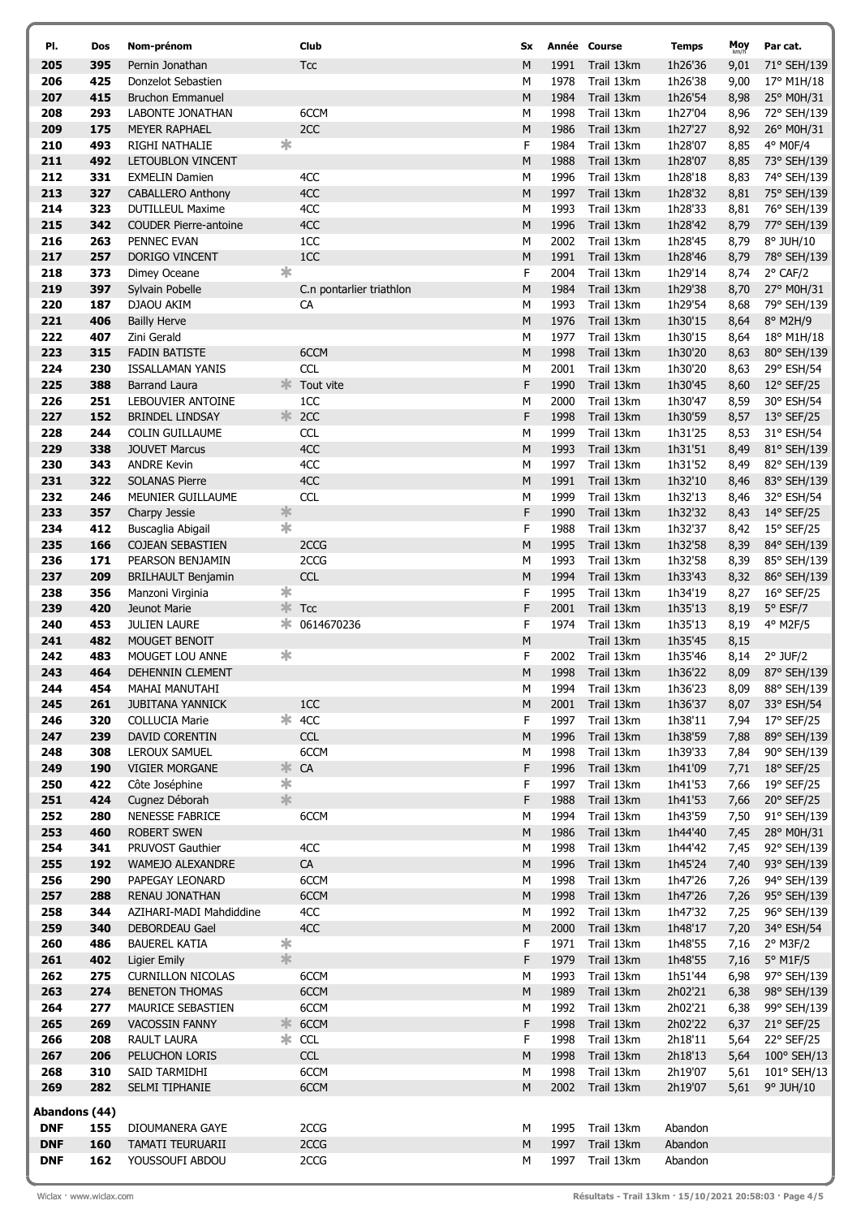| Pl. | Dos | Nom-prénom | | Club | Sx | Année | Course | Temps | Moy km/h | Par cat. |
|---|---|---|---|---|---|---|---|---|---|---|
| 205 | 395 | Pernin Jonathan | | Tcc | M | 1991 | Trail 13km | 1h26'36 | 9,01 | 71° SEH/139 |
| 206 | 425 | Donzelot Sebastien | | | M | 1978 | Trail 13km | 1h26'38 | 9,00 | 17° M1H/18 |
| 207 | 415 | Bruchon Emmanuel | | | M | 1984 | Trail 13km | 1h26'54 | 8,98 | 25° M0H/31 |
| 208 | 293 | LABONTE JONATHAN | | 6CCM | M | 1998 | Trail 13km | 1h27'04 | 8,96 | 72° SEH/139 |
| 209 | 175 | MEYER RAPHAEL | | 2CC | M | 1986 | Trail 13km | 1h27'27 | 8,92 | 26° M0H/31 |
| 210 | 493 | RIGHI NATHALIE | * | | F | 1984 | Trail 13km | 1h28'07 | 8,85 | 4° M0F/4 |
| 211 | 492 | LETOUBLON VINCENT | | | M | 1988 | Trail 13km | 1h28'07 | 8,85 | 73° SEH/139 |
| 212 | 331 | EXMELIN Damien | | 4CC | M | 1996 | Trail 13km | 1h28'18 | 8,83 | 74° SEH/139 |
| 213 | 327 | CABALLERO Anthony | | 4CC | M | 1997 | Trail 13km | 1h28'32 | 8,81 | 75° SEH/139 |
| 214 | 323 | DUTILLEUL Maxime | | 4CC | M | 1993 | Trail 13km | 1h28'33 | 8,81 | 76° SEH/139 |
| 215 | 342 | COUDER Pierre-antoine | | 4CC | M | 1996 | Trail 13km | 1h28'42 | 8,79 | 77° SEH/139 |
| 216 | 263 | PENNEC EVAN | | 1CC | M | 2002 | Trail 13km | 1h28'45 | 8,79 | 8° JUH/10 |
| 217 | 257 | DORIGO VINCENT | | 1CC | M | 1991 | Trail 13km | 1h28'46 | 8,79 | 78° SEH/139 |
| 218 | 373 | Dimey Oceane | * | | F | 2004 | Trail 13km | 1h29'14 | 8,74 | 2° CAF/2 |
| 219 | 397 | Sylvain Pobelle | | C.n pontarlier triathlon | M | 1984 | Trail 13km | 1h29'38 | 8,70 | 27° M0H/31 |
| 220 | 187 | DJAOU AKIM | | CA | M | 1993 | Trail 13km | 1h29'54 | 8,68 | 79° SEH/139 |
| 221 | 406 | Bailly Herve | | | M | 1976 | Trail 13km | 1h30'15 | 8,64 | 8° M2H/9 |
| 222 | 407 | Zini Gerald | | | M | 1977 | Trail 13km | 1h30'15 | 8,64 | 18° M1H/18 |
| 223 | 315 | FADIN BATISTE | | 6CCM | M | 1998 | Trail 13km | 1h30'20 | 8,63 | 80° SEH/139 |
| 224 | 230 | ISSALLAMAN YANIS | | CCL | M | 2001 | Trail 13km | 1h30'20 | 8,63 | 29° ESH/54 |
| 225 | 388 | Barrand Laura | * | Tout vite | F | 1990 | Trail 13km | 1h30'45 | 8,60 | 12° SEF/25 |
| 226 | 251 | LEBOUVIER ANTOINE | | 1CC | M | 2000 | Trail 13km | 1h30'47 | 8,59 | 30° ESH/54 |
| 227 | 152 | BRINDEL LINDSAY | * | 2CC | F | 1998 | Trail 13km | 1h30'59 | 8,57 | 13° SEF/25 |
| 228 | 244 | COLIN GUILLAUME | | CCL | M | 1999 | Trail 13km | 1h31'25 | 8,53 | 31° ESH/54 |
| 229 | 338 | JOUVET Marcus | | 4CC | M | 1993 | Trail 13km | 1h31'51 | 8,49 | 81° SEH/139 |
| 230 | 343 | ANDRE Kevin | | 4CC | M | 1997 | Trail 13km | 1h31'52 | 8,49 | 82° SEH/139 |
| 231 | 322 | SOLANAS Pierre | | 4CC | M | 1991 | Trail 13km | 1h32'10 | 8,46 | 83° SEH/139 |
| 232 | 246 | MEUNIER GUILLAUME | | CCL | M | 1999 | Trail 13km | 1h32'13 | 8,46 | 32° ESH/54 |
| 233 | 357 | Charpy Jessie | * | | F | 1990 | Trail 13km | 1h32'32 | 8,43 | 14° SEF/25 |
| 234 | 412 | Buscaglia Abigail | * | | F | 1988 | Trail 13km | 1h32'37 | 8,42 | 15° SEF/25 |
| 235 | 166 | COJEAN SEBASTIEN | | 2CCG | M | 1995 | Trail 13km | 1h32'58 | 8,39 | 84° SEH/139 |
| 236 | 171 | PEARSON BENJAMIN | | 2CCG | M | 1993 | Trail 13km | 1h32'58 | 8,39 | 85° SEH/139 |
| 237 | 209 | BRILHAULT Benjamin | | CCL | M | 1994 | Trail 13km | 1h33'43 | 8,32 | 86° SEH/139 |
| 238 | 356 | Manzoni Virginia | * | | F | 1995 | Trail 13km | 1h34'19 | 8,27 | 16° SEF/25 |
| 239 | 420 | Jeunot Marie | * | Tcc | F | 2001 | Trail 13km | 1h35'13 | 8,19 | 5° ESF/7 |
| 240 | 453 | JULIEN LAURE | * | 0614670236 | F | 1974 | Trail 13km | 1h35'13 | 8,19 | 4° M2F/5 |
| 241 | 482 | MOUGET BENOIT | | | M | | Trail 13km | 1h35'45 | 8,15 | |
| 242 | 483 | MOUGET LOU ANNE | * | | F | 2002 | Trail 13km | 1h35'46 | 8,14 | 2° JUF/2 |
| 243 | 464 | DEHENNIN CLEMENT | | | M | 1998 | Trail 13km | 1h36'22 | 8,09 | 87° SEH/139 |
| 244 | 454 | MAHAI MANUTAHI | | | M | 1994 | Trail 13km | 1h36'23 | 8,09 | 88° SEH/139 |
| 245 | 261 | JUBITANA YANNICK | | 1CC | M | 2001 | Trail 13km | 1h36'37 | 8,07 | 33° ESH/54 |
| 246 | 320 | COLLUCIA Marie | * | 4CC | F | 1997 | Trail 13km | 1h38'11 | 7,94 | 17° SEF/25 |
| 247 | 239 | DAVID CORENTIN | | CCL | M | 1996 | Trail 13km | 1h38'59 | 7,88 | 89° SEH/139 |
| 248 | 308 | LEROUX SAMUEL | | 6CCM | M | 1998 | Trail 13km | 1h39'33 | 7,84 | 90° SEH/139 |
| 249 | 190 | VIGIER MORGANE | * | CA | F | 1996 | Trail 13km | 1h41'09 | 7,71 | 18° SEF/25 |
| 250 | 422 | Côte Joséphine | * | | F | 1997 | Trail 13km | 1h41'53 | 7,66 | 19° SEF/25 |
| 251 | 424 | Cugnez Déborah | * | | F | 1988 | Trail 13km | 1h41'53 | 7,66 | 20° SEF/25 |
| 252 | 280 | NENESSE FABRICE | | 6CCM | M | 1994 | Trail 13km | 1h43'59 | 7,50 | 91° SEH/139 |
| 253 | 460 | ROBERT SWEN | | | M | 1986 | Trail 13km | 1h44'40 | 7,45 | 28° M0H/31 |
| 254 | 341 | PRUVOST Gauthier | | 4CC | M | 1998 | Trail 13km | 1h44'42 | 7,45 | 92° SEH/139 |
| 255 | 192 | WAMEJO ALEXANDRE | | CA | M | 1996 | Trail 13km | 1h45'24 | 7,40 | 93° SEH/139 |
| 256 | 290 | PAPEGAY LEONARD | | 6CCM | M | 1998 | Trail 13km | 1h47'26 | 7,26 | 94° SEH/139 |
| 257 | 288 | RENAU JONATHAN | | 6CCM | M | 1998 | Trail 13km | 1h47'26 | 7,26 | 95° SEH/139 |
| 258 | 344 | AZIHARI-MADI Mahdiddine | | 4CC | M | 1992 | Trail 13km | 1h47'32 | 7,25 | 96° SEH/139 |
| 259 | 340 | DEBORDEAU Gael | | 4CC | M | 2000 | Trail 13km | 1h48'17 | 7,20 | 34° ESH/54 |
| 260 | 486 | BAUEREL KATIA | * | | F | 1971 | Trail 13km | 1h48'55 | 7,16 | 2° M3F/2 |
| 261 | 402 | Ligier Emily | * | | F | 1979 | Trail 13km | 1h48'55 | 7,16 | 5° M1F/5 |
| 262 | 275 | CURNILLON NICOLAS | | 6CCM | M | 1993 | Trail 13km | 1h51'44 | 6,98 | 97° SEH/139 |
| 263 | 274 | BENETON THOMAS | | 6CCM | M | 1989 | Trail 13km | 2h02'21 | 6,38 | 98° SEH/139 |
| 264 | 277 | MAURICE SEBASTIEN | | 6CCM | M | 1992 | Trail 13km | 2h02'21 | 6,38 | 99° SEH/139 |
| 265 | 269 | VACOSSIN FANNY | * | 6CCM | F | 1998 | Trail 13km | 2h02'22 | 6,37 | 21° SEF/25 |
| 266 | 208 | RAULT LAURA | * | CCL | F | 1998 | Trail 13km | 2h18'11 | 5,64 | 22° SEF/25 |
| 267 | 206 | PELUCHON LORIS | | CCL | M | 1998 | Trail 13km | 2h18'13 | 5,64 | 100° SEH/13 |
| 268 | 310 | SAID TARMIDHI | | 6CCM | M | 1998 | Trail 13km | 2h19'07 | 5,61 | 101° SEH/13 |
| 269 | 282 | SELMI TIPHANIE | | 6CCM | M | 2002 | Trail 13km | 2h19'07 | 5,61 | 9° JUH/10 |

**Abandons (44)**

| Pl. | Dos | Nom-prénom | | Club | Sx | Année | Course | Temps | Moy km/h | Par cat. |
|---|---|---|---|---|---|---|---|---|---|---|
| DNF | 155 | DIOUMANERA GAYE | | 2CCG | M | 1995 | Trail 13km | Abandon | | |
| DNF | 160 | TAMATI TEURUARII | | 2CCG | M | 1997 | Trail 13km | Abandon | | |
| DNF | 162 | YOUSSOUFI ABDOU | | 2CCG | M | 1997 | Trail 13km | Abandon | | |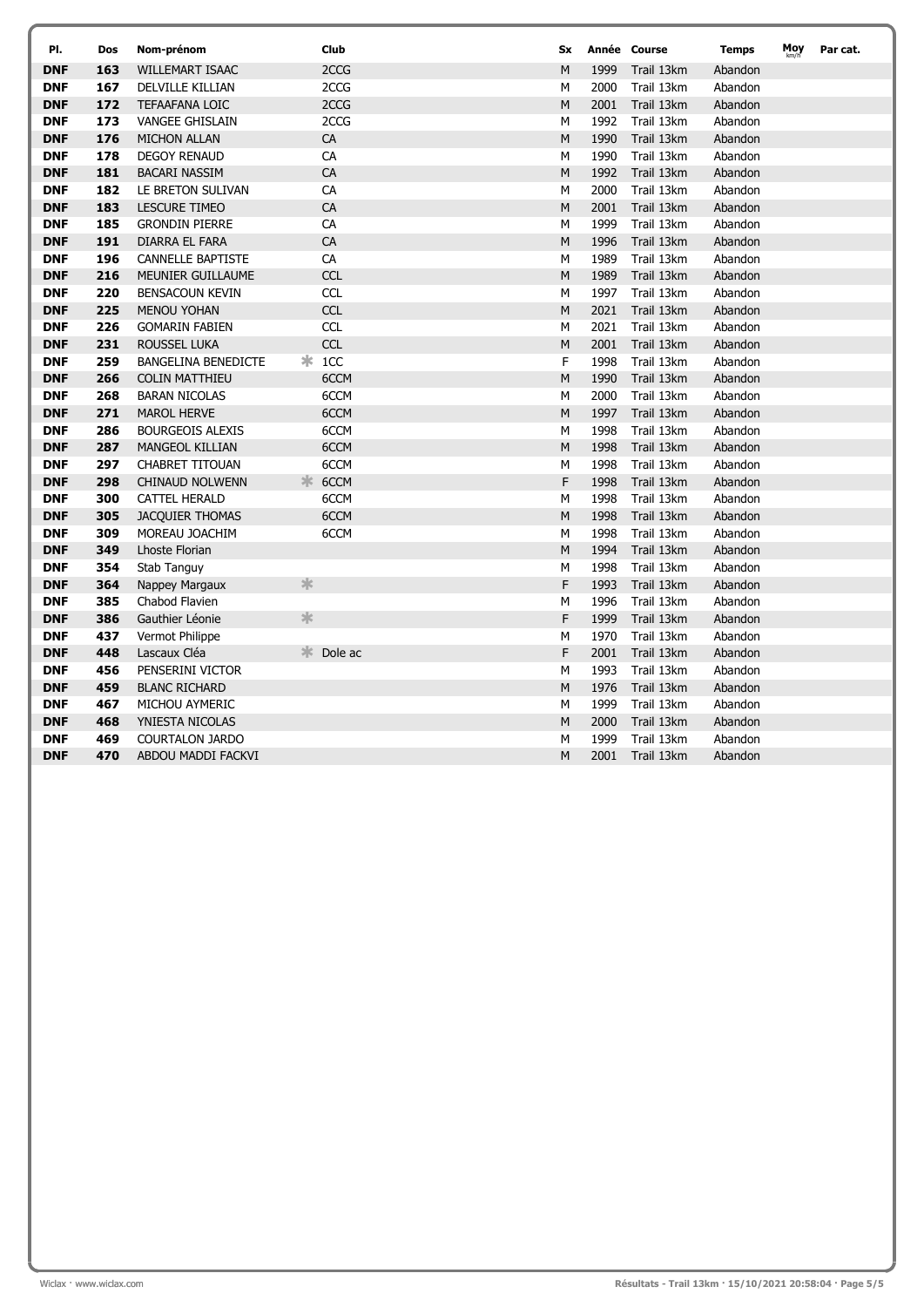| Pl. | Dos | Nom-prénom | | Club | Sx | Année | Course | Temps | Moy km/h | Par cat. |
|---|---|---|---|---|---|---|---|---|---|---|
| DNF | 163 | WILLEMART ISAAC | | 2CCG | M | 1999 | Trail 13km | Abandon | | |
| DNF | 167 | DELVILLE KILLIAN | | 2CCG | M | 2000 | Trail 13km | Abandon | | |
| DNF | 172 | TEFAAFANA LOIC | | 2CCG | M | 2001 | Trail 13km | Abandon | | |
| DNF | 173 | VANGEE GHISLAIN | | 2CCG | M | 1992 | Trail 13km | Abandon | | |
| DNF | 176 | MICHON ALLAN | | CA | M | 1990 | Trail 13km | Abandon | | |
| DNF | 178 | DEGOY RENAUD | | CA | M | 1990 | Trail 13km | Abandon | | |
| DNF | 181 | BACARI NASSIM | | CA | M | 1992 | Trail 13km | Abandon | | |
| DNF | 182 | LE BRETON SULIVAN | | CA | M | 2000 | Trail 13km | Abandon | | |
| DNF | 183 | LESCURE TIMEO | | CA | M | 2001 | Trail 13km | Abandon | | |
| DNF | 185 | GRONDIN PIERRE | | CA | M | 1999 | Trail 13km | Abandon | | |
| DNF | 191 | DIARRA EL FARA | | CA | M | 1996 | Trail 13km | Abandon | | |
| DNF | 196 | CANNELLE BAPTISTE | | CA | M | 1989 | Trail 13km | Abandon | | |
| DNF | 216 | MEUNIER GUILLAUME | | CCL | M | 1989 | Trail 13km | Abandon | | |
| DNF | 220 | BENSACOUN KEVIN | | CCL | M | 1997 | Trail 13km | Abandon | | |
| DNF | 225 | MENOU YOHAN | | CCL | M | 2021 | Trail 13km | Abandon | | |
| DNF | 226 | GOMARIN FABIEN | | CCL | M | 2021 | Trail 13km | Abandon | | |
| DNF | 231 | ROUSSEL LUKA | | CCL | M | 2001 | Trail 13km | Abandon | | |
| DNF | 259 | BANGELINA BENEDICTE | * | 1CC | F | 1998 | Trail 13km | Abandon | | |
| DNF | 266 | COLIN MATTHIEU | | 6CCM | M | 1990 | Trail 13km | Abandon | | |
| DNF | 268 | BARAN NICOLAS | | 6CCM | M | 2000 | Trail 13km | Abandon | | |
| DNF | 271 | MAROL HERVE | | 6CCM | M | 1997 | Trail 13km | Abandon | | |
| DNF | 286 | BOURGEOIS ALEXIS | | 6CCM | M | 1998 | Trail 13km | Abandon | | |
| DNF | 287 | MANGEOL KILLIAN | | 6CCM | M | 1998 | Trail 13km | Abandon | | |
| DNF | 297 | CHABRET TITOUAN | | 6CCM | M | 1998 | Trail 13km | Abandon | | |
| DNF | 298 | CHINAUD NOLWENN | * | 6CCM | F | 1998 | Trail 13km | Abandon | | |
| DNF | 300 | CATTEL HERALD | | 6CCM | M | 1998 | Trail 13km | Abandon | | |
| DNF | 305 | JACQUIER THOMAS | | 6CCM | M | 1998 | Trail 13km | Abandon | | |
| DNF | 309 | MOREAU JOACHIM | | 6CCM | M | 1998 | Trail 13km | Abandon | | |
| DNF | 349 | Lhoste Florian | | | M | 1994 | Trail 13km | Abandon | | |
| DNF | 354 | Stab Tanguy | | | M | 1998 | Trail 13km | Abandon | | |
| DNF | 364 | Nappey Margaux | * | | F | 1993 | Trail 13km | Abandon | | |
| DNF | 385 | Chabod Flavien | | | M | 1996 | Trail 13km | Abandon | | |
| DNF | 386 | Gauthier Léonie | * | | F | 1999 | Trail 13km | Abandon | | |
| DNF | 437 | Vermot Philippe | | | M | 1970 | Trail 13km | Abandon | | |
| DNF | 448 | Lascaux Cléa | * | Dole ac | F | 2001 | Trail 13km | Abandon | | |
| DNF | 456 | PENSERINI VICTOR | | | M | 1993 | Trail 13km | Abandon | | |
| DNF | 459 | BLANC RICHARD | | | M | 1976 | Trail 13km | Abandon | | |
| DNF | 467 | MICHOU AYMERIC | | | M | 1999 | Trail 13km | Abandon | | |
| DNF | 468 | YNIESTA NICOLAS | | | M | 2000 | Trail 13km | Abandon | | |
| DNF | 469 | COURTALON JARDO | | | M | 1999 | Trail 13km | Abandon | | |
| DNF | 470 | ABDOU MADDI FACKVI | | | M | 2001 | Trail 13km | Abandon | | |

Wiclax · www.wiclax.com

Résultats - Trail 13km · 15/10/2021 20:58:04